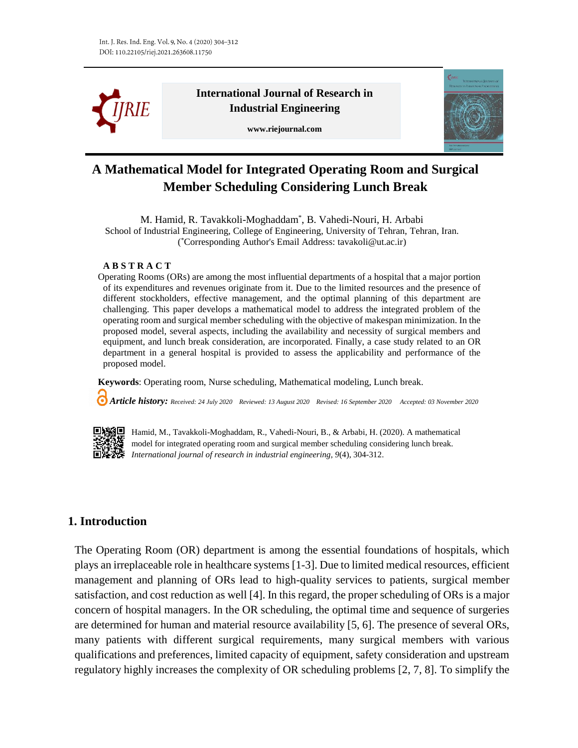# A Mathematical Model for Integrated Operating Room and Surgical Member Scheduling Considering Lunch Break

M. Hamid, R. Tavakkoli-Moghaddam*, B. Vahedi-Nouri, H. Arbabi

School of Industrial Engineering, College of Engineering, University of Tehran, Tehran, Iran.

(*Corresponding Author's Email Address: tavakoli@ut.ac.ir)

**ABSTRACT**

Operating Rooms (ORs) are among the most influential departments of a hospital that a major portion of its expenditures and revenues originate from it. Due to the limited resources and the presence of different stockholders, effective management, and the optimal planning of this department are challenging. This paper develops a mathematical model to address the integrated problem of the operating room and surgical member scheduling with the objective of makespan minimization. In the proposed model, several aspects, including the availability and necessity of surgical members and equipment, and lunch break consideration, are incorporated. Finally, a case study related to an OR department in a general hospital is provided to assess the applicability and performance of the proposed model.

**Keywords**: Operating room, Nurse scheduling, Mathematical modeling, Lunch break.

***Article history:*** *Received: 24 July 2020 Reviewed: 13 August 2020 Revised: 16 September 2020 Accepted: 03 November 2020*

Hamid, M., Tavakkoli-Moghaddam, R., Vahedi-Nouri, B., & Arbabi, H. (2020). A mathematical model for integrated operating room and surgical member scheduling considering lunch break. *International journal of research in industrial engineering, 9*(4), 304-312.

## 1. Introduction

The Operating Room (OR) department is among the essential foundations of hospitals, which plays an irreplaceable role in healthcare systems [1-3]. Due to limited medical resources, efficient management and planning of ORs lead to high-quality services to patients, surgical member satisfaction, and cost reduction as well [4]. In this regard, the proper scheduling of ORs is a major concern of hospital managers. In the OR scheduling, the optimal time and sequence of surgeries are determined for human and material resource availability [5, 6]. The presence of several ORs, many patients with different surgical requirements, many surgical members with various qualifications and preferences, limited capacity of equipment, safety consideration and upstream regulatory highly increases the complexity of OR scheduling problems [2, 7, 8]. To simplify the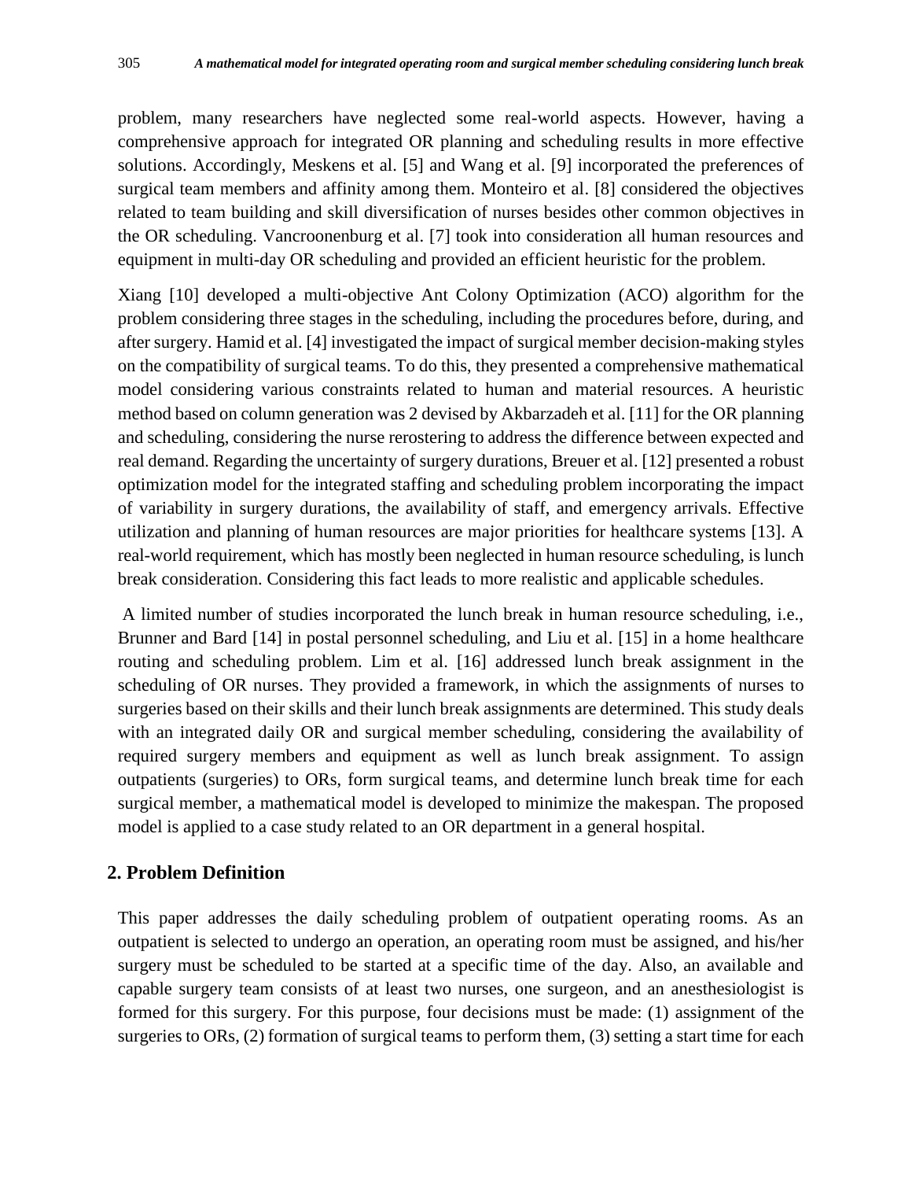problem, many researchers have neglected some real-world aspects. However, having a comprehensive approach for integrated OR planning and scheduling results in more effective solutions. Accordingly, Meskens et al. [5] and Wang et al. [9] incorporated the preferences of surgical team members and affinity among them. Monteiro et al. [8] considered the objectives related to team building and skill diversification of nurses besides other common objectives in the OR scheduling. Vancroonenburg et al. [7] took into consideration all human resources and equipment in multi-day OR scheduling and provided an efficient heuristic for the problem.

Xiang [10] developed a multi-objective Ant Colony Optimization (ACO) algorithm for the problem considering three stages in the scheduling, including the procedures before, during, and after surgery. Hamid et al. [4] investigated the impact of surgical member decision-making styles on the compatibility of surgical teams. To do this, they presented a comprehensive mathematical model considering various constraints related to human and material resources. A heuristic method based on column generation was 2 devised by Akbarzadeh et al. [11] for the OR planning and scheduling, considering the nurse rerostering to address the difference between expected and real demand. Regarding the uncertainty of surgery durations, Breuer et al. [12] presented a robust optimization model for the integrated staffing and scheduling problem incorporating the impact of variability in surgery durations, the availability of staff, and emergency arrivals. Effective utilization and planning of human resources are major priorities for healthcare systems [13]. A real-world requirement, which has mostly been neglected in human resource scheduling, is lunch break consideration. Considering this fact leads to more realistic and applicable schedules.

A limited number of studies incorporated the lunch break in human resource scheduling, i.e., Brunner and Bard [14] in postal personnel scheduling, and Liu et al. [15] in a home healthcare routing and scheduling problem. Lim et al. [16] addressed lunch break assignment in the scheduling of OR nurses. They provided a framework, in which the assignments of nurses to surgeries based on their skills and their lunch break assignments are determined. This study deals with an integrated daily OR and surgical member scheduling, considering the availability of required surgery members and equipment as well as lunch break assignment. To assign outpatients (surgeries) to ORs, form surgical teams, and determine lunch break time for each surgical member, a mathematical model is developed to minimize the makespan. The proposed model is applied to a case study related to an OR department in a general hospital.

## 2. Problem Definition

This paper addresses the daily scheduling problem of outpatient operating rooms. As an outpatient is selected to undergo an operation, an operating room must be assigned, and his/her surgery must be scheduled to be started at a specific time of the day. Also, an available and capable surgery team consists of at least two nurses, one surgeon, and an anesthesiologist is formed for this surgery. For this purpose, four decisions must be made: (1) assignment of the surgeries to ORs, (2) formation of surgical teams to perform them, (3) setting a start time for each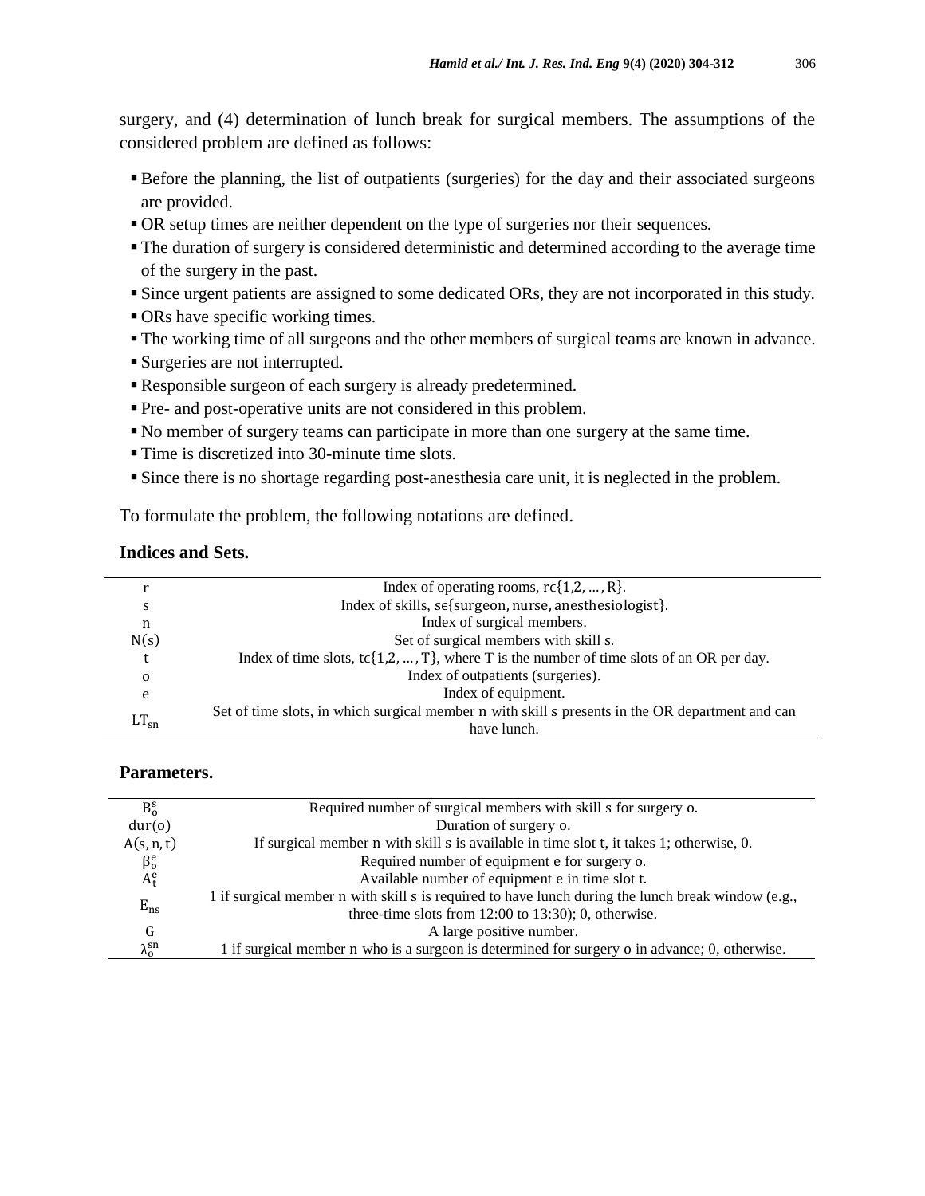surgery, and (4) determination of lunch break for surgical members. The assumptions of the considered problem are defined as follows:

- Before the planning, the list of outpatients (surgeries) for the day and their associated surgeons are provided.
- OR setup times are neither dependent on the type of surgeries nor their sequences.
- The duration of surgery is considered deterministic and determined according to the average time of the surgery in the past.
- Since urgent patients are assigned to some dedicated ORs, they are not incorporated in this study.
- ORs have specific working times.
- The working time of all surgeons and the other members of surgical teams are known in advance.
- Surgeries are not interrupted.
- Responsible surgeon of each surgery is already predetermined.
- Pre- and post-operative units are not considered in this problem.
- No member of surgery teams can participate in more than one surgery at the same time.
- Time is discretized into 30-minute time slots.
- Since there is no shortage regarding post-anesthesia care unit, it is neglected in the problem.

To formulate the problem, the following notations are defined.

**Indices and Sets.**

| | |
|---|---|
| $r$ | Index of operating rooms, $r\epsilon\{1,2,\dots,R\}$. |
| $s$ | Index of skills, $s\epsilon\{\text{surgeon}, \text{nurse}, \text{anesthesiologist}\}$. |
| $n$ | Index of surgical members. |
| $N(s)$ | Set of surgical members with skill $s$. |
| $t$ | Index of time slots, $t\epsilon\{1,2,\dots,T\}$, where T is the number of time slots of an OR per day. |
| $o$ | Index of outpatients (surgeries). |
| $e$ | Index of equipment. |
| $LT_{sn}$ | Set of time slots, in which surgical member $n$ with skill $s$ presents in the OR department and can have lunch. |

**Parameters.**

| | |
|---|---|
| $B_o^s$ | Required number of surgical members with skill $s$ for surgery $o$. |
| $dur(o)$ | Duration of surgery $o$. |
| $A(s,n,t)$ | If surgical member $n$ with skill $s$ is available in time slot $t$, it takes 1; otherwise, 0. |
| $\beta_o^e$ | Required number of equipment $e$ for surgery $o$. |
| $A_t^e$ | Available number of equipment $e$ in time slot $t$. |
| $E_{ns}$ | 1 if surgical member $n$ with skill $s$ is required to have lunch during the lunch break window (e.g., three-time slots from 12:00 to 13:30); 0, otherwise. |
| $G$ | A large positive number. |
| $\lambda_o^{sn}$ | 1 if surgical member $n$ who is a surgeon is determined for surgery $o$ in advance; 0, otherwise. |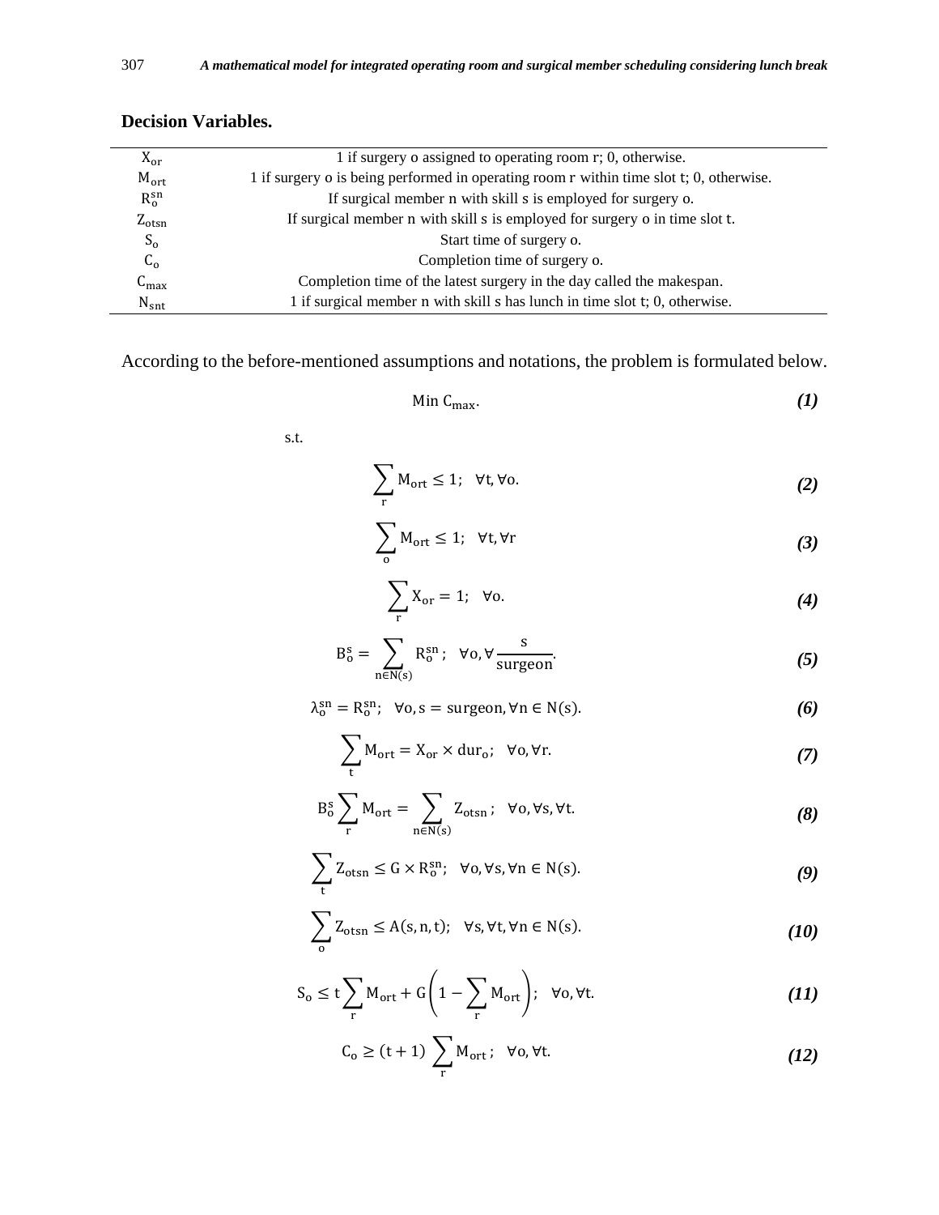**Decision Variables.**

| | |
|---|---|
| $X_{or}$ | 1 if surgery o assigned to operating room r; 0, otherwise. |
| $M_{ort}$ | 1 if surgery o is being performed in operating room r within time slot t; 0, otherwise. |
| $R_o^{sn}$ | If surgical member n with skill s is employed for surgery o. |
| $Z_{otsn}$ | If surgical member n with skill s is employed for surgery o in time slot t. |
| $S_o$ | Start time of surgery o. |
| $C_o$ | Completion time of surgery o. |
| $C_{max}$ | Completion time of the latest surgery in the day called the makespan. |
| $N_{snt}$ | 1 if surgical member n with skill s has lunch in time slot t; 0, otherwise. |

According to the before-mentioned assumptions and notations, the problem is formulated below.

$$\text{Min } C_{max}. \tag{1}$$

s.t.

$$\sum_r M_{ort} \leq 1; \quad \forall t, \forall o. \tag{2}$$

$$\sum_o M_{ort} \leq 1; \quad \forall t, \forall r \tag{3}$$

$$\sum_r X_{or} = 1; \quad \forall o. \tag{4}$$

$$B_o^s = \sum_{n \in N(s)} R_o^{sn}; \quad \forall o, \forall \frac{s}{\text{surgeon}}. \tag{5}$$

$$\lambda_o^{sn} = R_o^{sn}; \quad \forall o, s = \text{surgeon}, \forall n \in N(s). \tag{6}$$

$$\sum_t M_{ort} = X_{or} \times dur_o; \quad \forall o, \forall r. \tag{7}$$

$$B_o^s \sum_r M_{ort} = \sum_{n \in N(s)} Z_{otsn}; \quad \forall o, \forall s, \forall t. \tag{8}$$

$$\sum_t Z_{otsn} \leq G \times R_o^{sn}; \quad \forall o, \forall s, \forall n \in N(s). \tag{9}$$

$$\sum_o Z_{otsn} \leq A(s, n, t); \quad \forall s, \forall t, \forall n \in N(s). \tag{10}$$

$$S_o \leq t \sum_r M_{ort} + G\left(1 - \sum_r M_{ort}\right); \quad \forall o, \forall t. \tag{11}$$

$$C_o \geq (t+1) \sum_r M_{ort}; \quad \forall o, \forall t. \tag{12}$$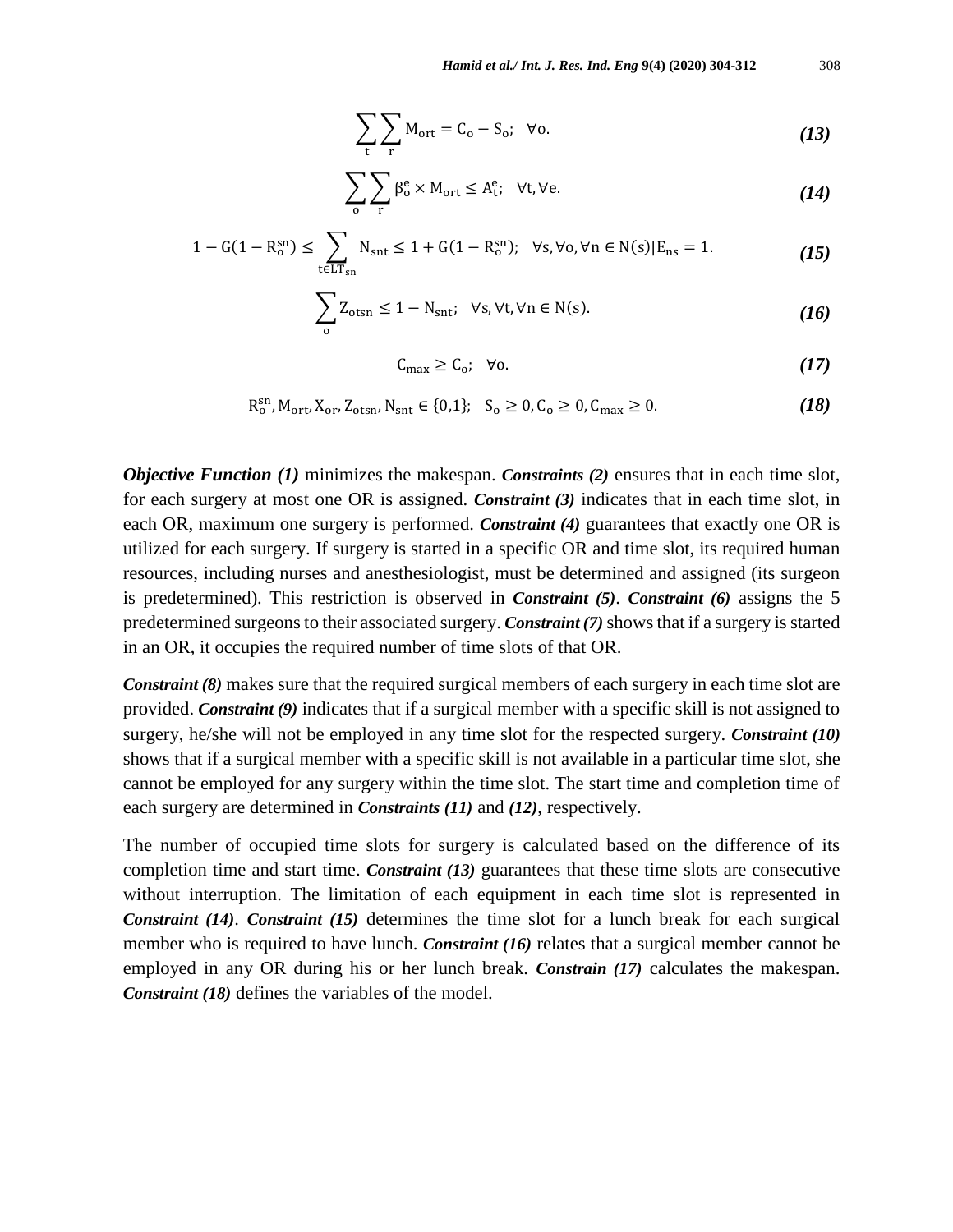$$\sum_{t}\sum_{r} M_{ort} = C_o - S_o; \quad \forall o. \tag{13}$$

$$\sum_{o}\sum_{r} \beta_o^e \times M_{ort} \leq A_t^e; \quad \forall t, \forall e. \tag{14}$$

$$1 - G(1 - R_o^{sn}) \leq \sum_{t \in LT_{sn}} N_{snt} \leq 1 + G(1 - R_o^{sn}); \quad \forall s, \forall o, \forall n \in N(s) | E_{ns} = 1. \tag{15}$$

$$\sum_{o} Z_{otsn} \leq 1 - N_{snt}; \quad \forall s, \forall t, \forall n \in N(s). \tag{16}$$

$$C_{max} \geq C_o; \quad \forall o. \tag{17}$$

$$R_o^{sn}, M_{ort}, X_{or}, Z_{otsn}, N_{snt} \in \{0,1\}; \quad S_o \geq 0, C_o \geq 0, C_{max} \geq 0. \tag{18}$$

***Objective Function (1)*** minimizes the makespan. ***Constraints (2)*** ensures that in each time slot, for each surgery at most one OR is assigned. ***Constraint (3)*** indicates that in each time slot, in each OR, maximum one surgery is performed. ***Constraint (4)*** guarantees that exactly one OR is utilized for each surgery. If surgery is started in a specific OR and time slot, its required human resources, including nurses and anesthesiologist, must be determined and assigned (its surgeon is predetermined). This restriction is observed in ***Constraint (5)***. ***Constraint (6)*** assigns the 5 predetermined surgeons to their associated surgery. ***Constraint (7)*** shows that if a surgery is started in an OR, it occupies the required number of time slots of that OR.

***Constraint (8)*** makes sure that the required surgical members of each surgery in each time slot are provided. ***Constraint (9)*** indicates that if a surgical member with a specific skill is not assigned to surgery, he/she will not be employed in any time slot for the respected surgery. ***Constraint (10)*** shows that if a surgical member with a specific skill is not available in a particular time slot, she cannot be employed for any surgery within the time slot. The start time and completion time of each surgery are determined in ***Constraints (11)*** and ***(12)***, respectively.

The number of occupied time slots for surgery is calculated based on the difference of its completion time and start time. ***Constraint (13)*** guarantees that these time slots are consecutive without interruption. The limitation of each equipment in each time slot is represented in ***Constraint (14)***. ***Constraint (15)*** determines the time slot for a lunch break for each surgical member who is required to have lunch. ***Constraint (16)*** relates that a surgical member cannot be employed in any OR during his or her lunch break. ***Constrain (17)*** calculates the makespan. ***Constraint (18)*** defines the variables of the model.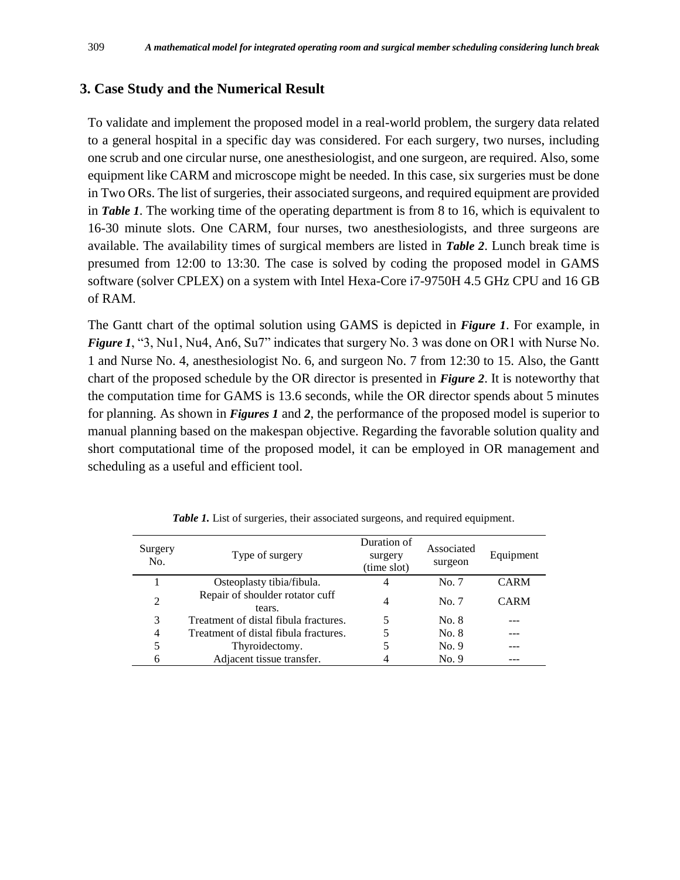## 3. Case Study and the Numerical Result

To validate and implement the proposed model in a real-world problem, the surgery data related to a general hospital in a specific day was considered. For each surgery, two nurses, including one scrub and one circular nurse, one anesthesiologist, and one surgeon, are required. Also, some equipment like CARM and microscope might be needed. In this case, six surgeries must be done in Two ORs. The list of surgeries, their associated surgeons, and required equipment are provided in ***Table 1***. The working time of the operating department is from 8 to 16, which is equivalent to 16-30 minute slots. One CARM, four nurses, two anesthesiologists, and three surgeons are available. The availability times of surgical members are listed in ***Table 2***. Lunch break time is presumed from 12:00 to 13:30. The case is solved by coding the proposed model in GAMS software (solver CPLEX) on a system with Intel Hexa-Core i7-9750H 4.5 GHz CPU and 16 GB of RAM.

The Gantt chart of the optimal solution using GAMS is depicted in ***Figure 1***. For example, in ***Figure 1***, "3, Nu1, Nu4, An6, Su7" indicates that surgery No. 3 was done on OR1 with Nurse No. 1 and Nurse No. 4, anesthesiologist No. 6, and surgeon No. 7 from 12:30 to 15. Also, the Gantt chart of the proposed schedule by the OR director is presented in ***Figure 2***. It is noteworthy that the computation time for GAMS is 13.6 seconds, while the OR director spends about 5 minutes for planning. As shown in ***Figures 1*** and ***2***, the performance of the proposed model is superior to manual planning based on the makespan objective. Regarding the favorable solution quality and short computational time of the proposed model, it can be employed in OR management and scheduling as a useful and efficient tool.

***Table 1.*** List of surgeries, their associated surgeons, and required equipment.

| Surgery No. | Type of surgery | Duration of surgery (time slot) | Associated surgeon | Equipment |
|---|---|---|---|---|
| 1 | Osteoplasty tibia/fibula. | 4 | No. 7 | CARM |
| 2 | Repair of shoulder rotator cuff tears. | 4 | No. 7 | CARM |
| 3 | Treatment of distal fibula fractures. | 5 | No. 8 | --- |
| 4 | Treatment of distal fibula fractures. | 5 | No. 8 | --- |
| 5 | Thyroidectomy. | 5 | No. 9 | --- |
| 6 | Adjacent tissue transfer. | 4 | No. 9 | --- |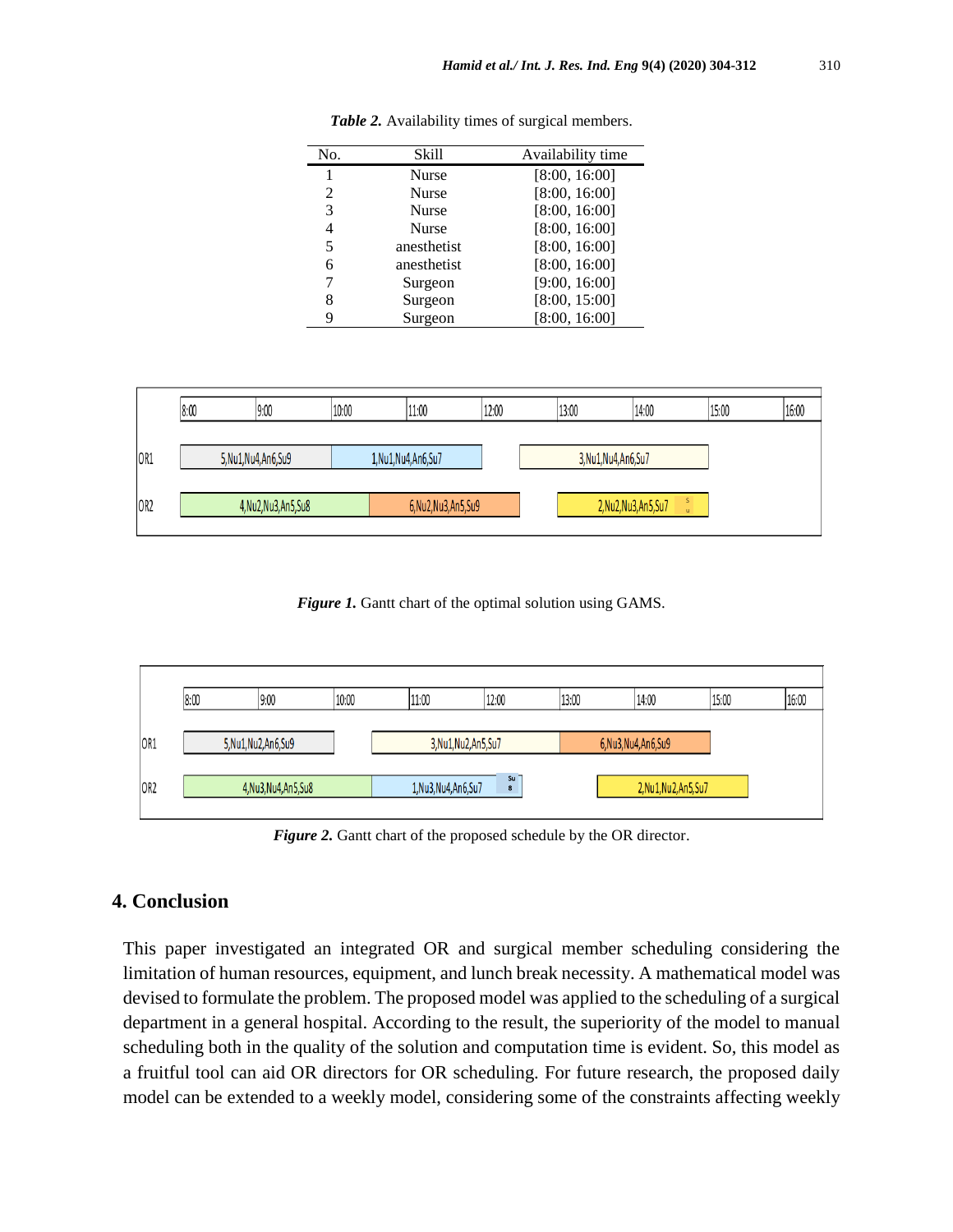***Table 2.*** Availability times of surgical members.

| No. | Skill | Availability time |
|---|---|---|
| 1 | Nurse | [8:00, 16:00] |
| 2 | Nurse | [8:00, 16:00] |
| 3 | Nurse | [8:00, 16:00] |
| 4 | Nurse | [8:00, 16:00] |
| 5 | anesthetist | [8:00, 16:00] |
| 6 | anesthetist | [8:00, 16:00] |
| 7 | Surgeon | [9:00, 16:00] |
| 8 | Surgeon | [8:00, 15:00] |
| 9 | Surgeon | [8:00, 16:00] |

| | 8:00 | 9:00 | 10:00 | 11:00 | 12:00 | 13:00 | 14:00 | 15:00 | 16:00 |
|---|---|---|---|---|---|---|---|---|---|
| OR1 | 5,Nu1,Nu4,An6,Su9 | | 1,Nu1,Nu4,An6,Su7 | | | 3,Nu1,Nu4,An6,Su7 | | | |
| OR2 | 4,Nu2,Nu3,An5,Su8 | | | 6,Nu2,Nu3,An5,Su9 | | | 2,Nu2,Nu3,An5,Su7 | | |

***Figure 1.*** Gantt chart of the optimal solution using GAMS.

| | 8:00 | 9:00 | 10:00 | 11:00 | 12:00 | 13:00 | 14:00 | 15:00 | 16:00 |
|---|---|---|---|---|---|---|---|---|---|
| OR1 | 5,Nu1,Nu2,An6,Su9 | | | 3,Nu1,Nu2,An5,Su7 | | 6,Nu3,Nu4,An6,Su9 | | | |
| OR2 | 4,Nu3,Nu4,An5,Su8 | | | 1,Nu3,Nu4,An6,Su7 | | | 2,Nu1,Nu2,An5,Su7 | | |

***Figure 2.*** Gantt chart of the proposed schedule by the OR director.

## 4. Conclusion

This paper investigated an integrated OR and surgical member scheduling considering the limitation of human resources, equipment, and lunch break necessity. A mathematical model was devised to formulate the problem. The proposed model was applied to the scheduling of a surgical department in a general hospital. According to the result, the superiority of the model to manual scheduling both in the quality of the solution and computation time is evident. So, this model as a fruitful tool can aid OR directors for OR scheduling. For future research, the proposed daily model can be extended to a weekly model, considering some of the constraints affecting weekly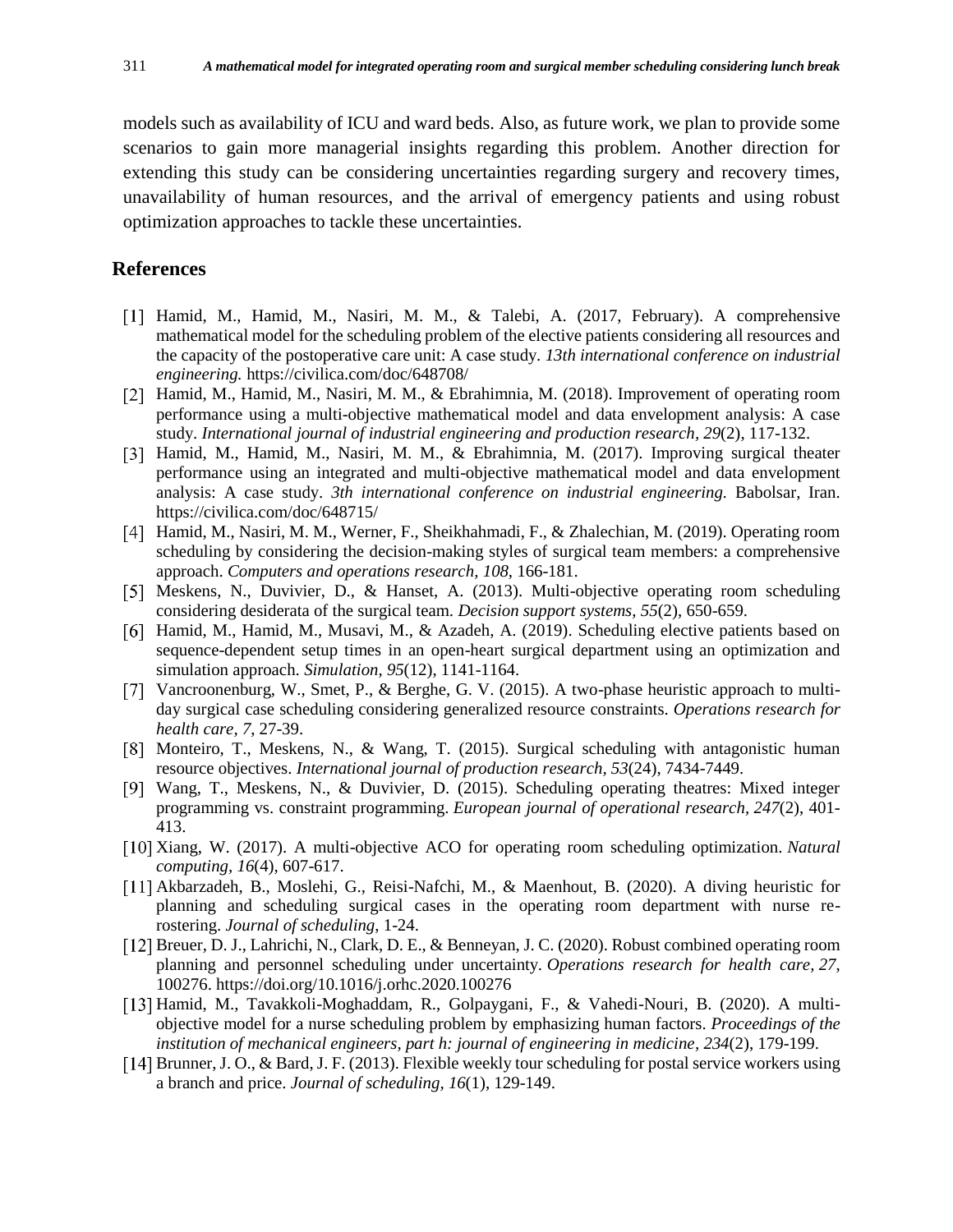models such as availability of ICU and ward beds. Also, as future work, we plan to provide some scenarios to gain more managerial insights regarding this problem. Another direction for extending this study can be considering uncertainties regarding surgery and recovery times, unavailability of human resources, and the arrival of emergency patients and using robust optimization approaches to tackle these uncertainties.

## References

[1] Hamid, M., Hamid, M., Nasiri, M. M., & Talebi, A. (2017, February). A comprehensive mathematical model for the scheduling problem of the elective patients considering all resources and the capacity of the postoperative care unit: A case study. *13th international conference on industrial engineering.* https://civilica.com/doc/648708/

[2] Hamid, M., Hamid, M., Nasiri, M. M., & Ebrahimnia, M. (2018). Improvement of operating room performance using a multi-objective mathematical model and data envelopment analysis: A case study. *International journal of industrial engineering and production research, 29*(2), 117-132.

[3] Hamid, M., Hamid, M., Nasiri, M. M., & Ebrahimnia, M. (2017). Improving surgical theater performance using an integrated and multi-objective mathematical model and data envelopment analysis: A case study. *3th international conference on industrial engineering.* Babolsar, Iran. https://civilica.com/doc/648715/

[4] Hamid, M., Nasiri, M. M., Werner, F., Sheikhahmadi, F., & Zhalechian, M. (2019). Operating room scheduling by considering the decision-making styles of surgical team members: a comprehensive approach. *Computers and operations research, 108*, 166-181.

[5] Meskens, N., Duvivier, D., & Hanset, A. (2013). Multi-objective operating room scheduling considering desiderata of the surgical team. *Decision support systems, 55*(2), 650-659.

[6] Hamid, M., Hamid, M., Musavi, M., & Azadeh, A. (2019). Scheduling elective patients based on sequence-dependent setup times in an open-heart surgical department using an optimization and simulation approach. *Simulation, 95*(12), 1141-1164.

[7] Vancroonenburg, W., Smet, P., & Berghe, G. V. (2015). A two-phase heuristic approach to multi-day surgical case scheduling considering generalized resource constraints. *Operations research for health care, 7,* 27-39.

[8] Monteiro, T., Meskens, N., & Wang, T. (2015). Surgical scheduling with antagonistic human resource objectives. *International journal of production research, 53*(24), 7434-7449.

[9] Wang, T., Meskens, N., & Duvivier, D. (2015). Scheduling operating theatres: Mixed integer programming vs. constraint programming. *European journal of operational research, 247*(2), 401-413.

[10] Xiang, W. (2017). A multi-objective ACO for operating room scheduling optimization. *Natural computing, 16*(4), 607-617.

[11] Akbarzadeh, B., Moslehi, G., Reisi-Nafchi, M., & Maenhout, B. (2020). A diving heuristic for planning and scheduling surgical cases in the operating room department with nurse re-rostering. *Journal of scheduling*, 1-24.

[12] Breuer, D. J., Lahrichi, N., Clark, D. E., & Benneyan, J. C. (2020). Robust combined operating room planning and personnel scheduling under uncertainty. *Operations research for health care, 27*, 100276. https://doi.org/10.1016/j.orhc.2020.100276

[13] Hamid, M., Tavakkoli-Moghaddam, R., Golpaygani, F., & Vahedi-Nouri, B. (2020). A multi-objective model for a nurse scheduling problem by emphasizing human factors. *Proceedings of the institution of mechanical engineers, part h: journal of engineering in medicine, 234*(2), 179-199.

[14] Brunner, J. O., & Bard, J. F. (2013). Flexible weekly tour scheduling for postal service workers using a branch and price. *Journal of scheduling, 16*(1), 129-149.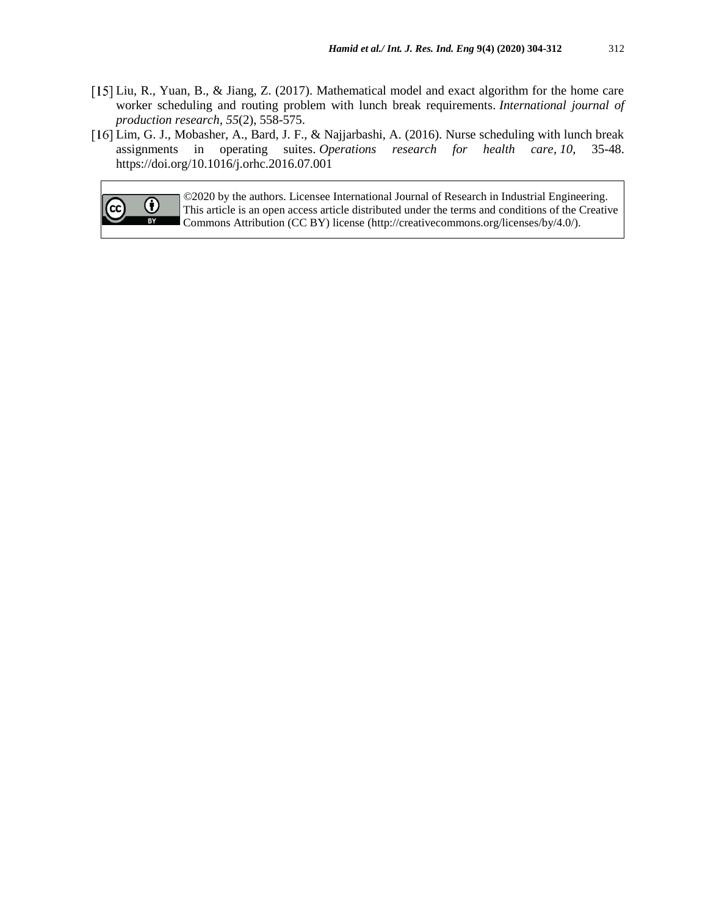[15] Liu, R., Yuan, B., & Jiang, Z. (2017). Mathematical model and exact algorithm for the home care worker scheduling and routing problem with lunch break requirements. *International journal of production research*, *55*(2), 558-575.

[16] Lim, G. J., Mobasher, A., Bard, J. F., & Najjarbashi, A. (2016). Nurse scheduling with lunch break assignments in operating suites. *Operations research for health care*, *10*, 35-48. https://doi.org/10.1016/j.orhc.2016.07.001

©2020 by the authors. Licensee International Journal of Research in Industrial Engineering. This article is an open access article distributed under the terms and conditions of the Creative Commons Attribution (CC BY) license (http://creativecommons.org/licenses/by/4.0/).